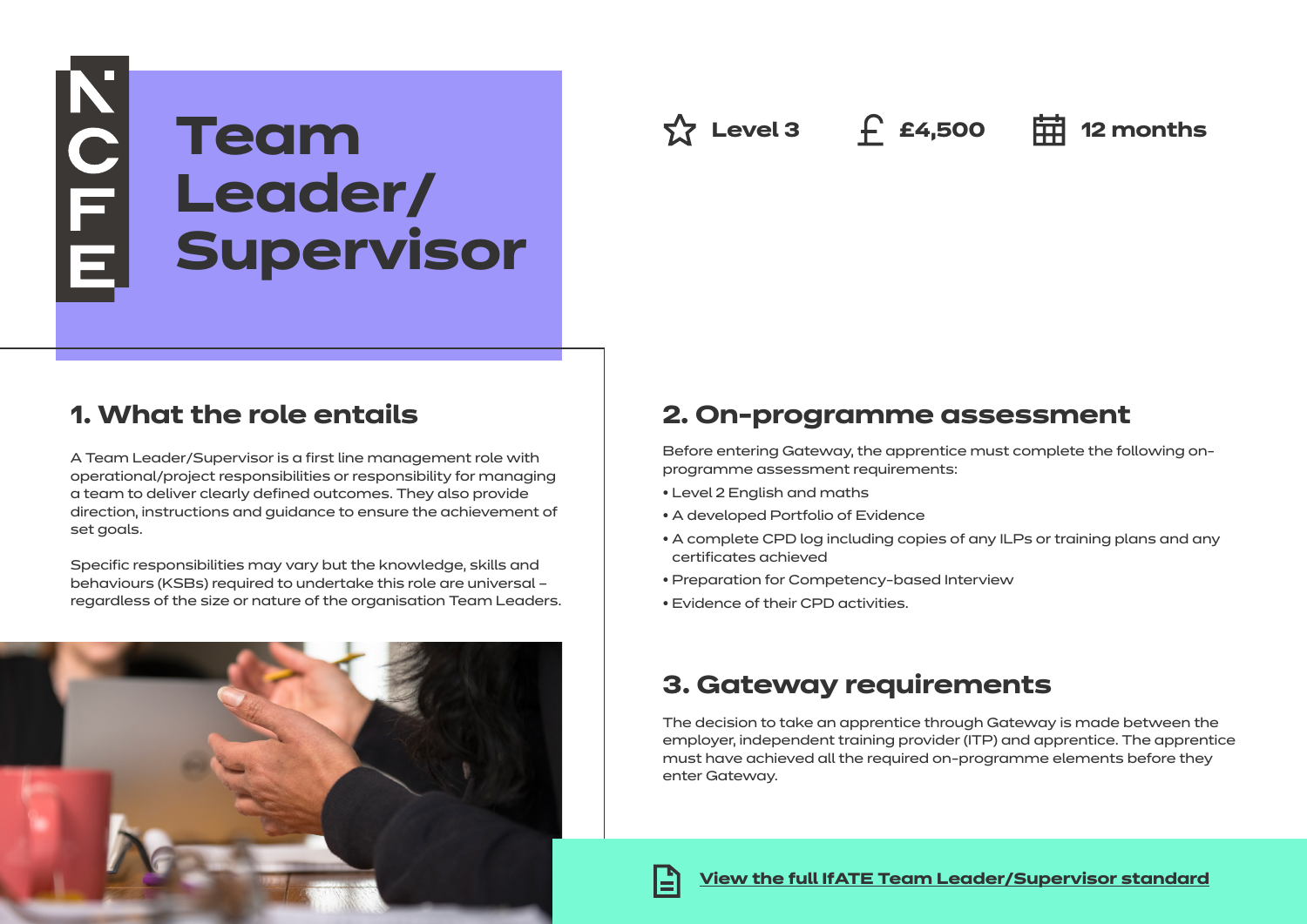NCFE

# Team Leader/ Supervisor

Level 3 | £4,500 | 12 months

## 1. What the role entails

A Team Leader/Supervisor is a first line management role with operational/project responsibilities or responsibility for managing a team to deliver clearly defined outcomes. They also provide direction, instructions and guidance to ensure the achievement of set goals.

Specific responsibilities may vary but the knowledge, skills and behaviours (KSBs) required to undertake this role are universal – regardless of the size or nature of the organisation Team Leaders.

## 2. On-programme assessment

Before entering Gateway, the apprentice must complete the following on-programme assessment requirements:

- Level 2 English and maths
- A developed Portfolio of Evidence
- A complete CPD log including copies of any ILPs or training plans and any certificates achieved
- Preparation for Competency-based Interview
- Evidence of their CPD activities.

## 3. Gateway requirements

The decision to take an apprentice through Gateway is made between the employer, independent training provider (ITP) and apprentice. The apprentice must have achieved all the required on-programme elements before they enter Gateway.

**View the full IfATE Team Leader/Supervisor standard**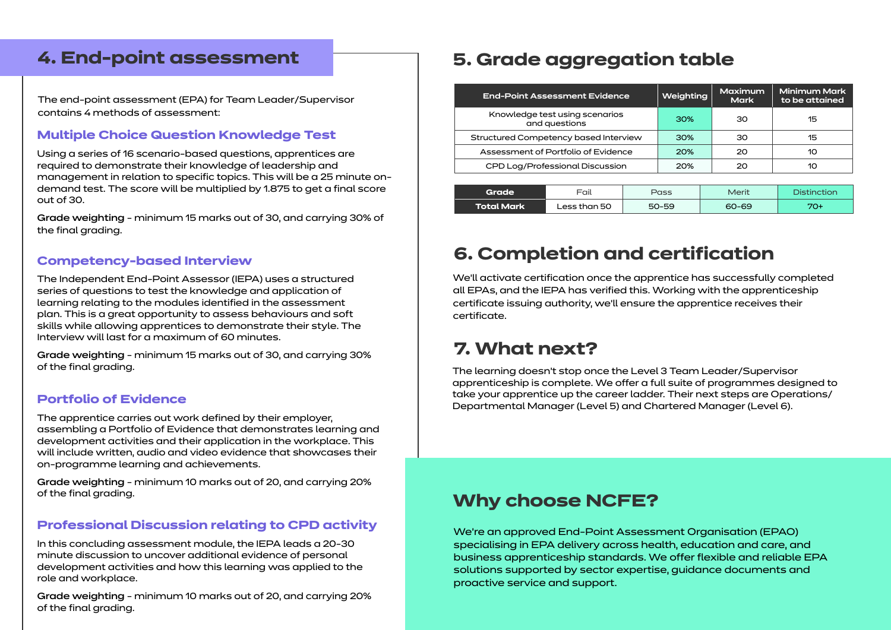## 4. End-point assessment

The end-point assessment (EPA) for Team Leader/Supervisor contains 4 methods of assessment:

### Multiple Choice Question Knowledge Test

Using a series of 16 scenario-based questions, apprentices are required to demonstrate their knowledge of leadership and management in relation to specific topics. This will be a 25 minute on-demand test. The score will be multiplied by 1.875 to get a final score out of 30.

**Grade weighting** - minimum 15 marks out of 30, and carrying 30% of the final grading.

### Competency-based Interview

The Independent End-Point Assessor (IEPA) uses a structured series of questions to test the knowledge and application of learning relating to the modules identified in the assessment plan. This is a great opportunity to assess behaviours and soft skills while allowing apprentices to demonstrate their style. The Interview will last for a maximum of 60 minutes.

**Grade weighting** - minimum 15 marks out of 30, and carrying 30% of the final grading.

### Portfolio of Evidence

The apprentice carries out work defined by their employer, assembling a Portfolio of Evidence that demonstrates learning and development activities and their application in the workplace. This will include written, audio and video evidence that showcases their on-programme learning and achievements.

**Grade weighting** - minimum 10 marks out of 20, and carrying 20% of the final grading.

### Professional Discussion relating to CPD activity

In this concluding assessment module, the IEPA leads a 20-30 minute discussion to uncover additional evidence of personal development activities and how this learning was applied to the role and workplace.

**Grade weighting** - minimum 10 marks out of 20, and carrying 20% of the final grading.

## 5. Grade aggregation table

| End-Point Assessment Evidence | Weighting | Maximum Mark | Minimum Mark to be attained |
|---|---|---|---|
| Knowledge test using scenarios and questions | 30% | 30 | 15 |
| Structured Competency based Interview | 30% | 30 | 15 |
| Assessment of Portfolio of Evidence | 20% | 20 | 10 |
| CPD Log/Professional Discussion | 20% | 20 | 10 |

| Grade | Fail | Pass | Merit | Distinction |
|---|---|---|---|---|
| Total Mark | Less than 50 | 50-59 | 60-69 | 70+ |

## 6. Completion and certification

We'll activate certification once the apprentice has successfully completed all EPAs, and the IEPA has verified this. Working with the apprenticeship certificate issuing authority, we'll ensure the apprentice receives their certificate.

## 7. What next?

The learning doesn't stop once the Level 3 Team Leader/Supervisor apprenticeship is complete. We offer a full suite of programmes designed to take your apprentice up the career ladder. Their next steps are Operations/ Departmental Manager (Level 5) and Chartered Manager (Level 6).

## Why choose NCFE?

We're an approved End-Point Assessment Organisation (EPAO) specialising in EPA delivery across health, education and care, and business apprenticeship standards. We offer flexible and reliable EPA solutions supported by sector expertise, guidance documents and proactive service and support.